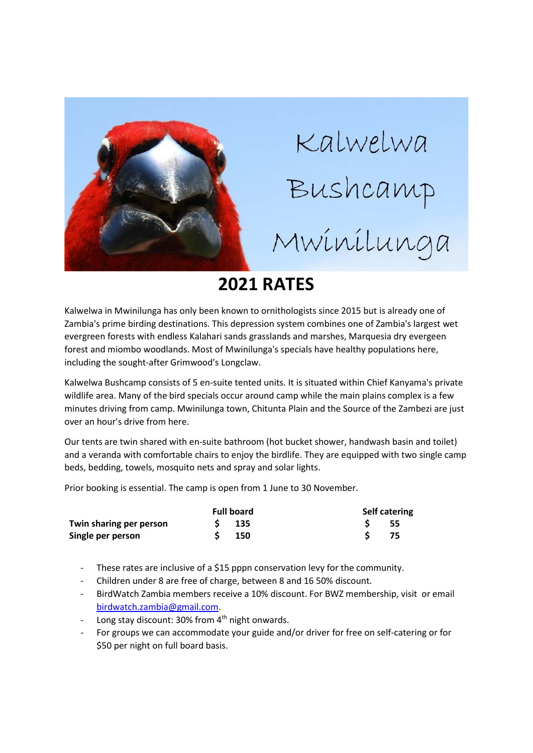Kalwelwa Bushcamp Mwinilunga

# 2021 RATES

Kalwelwa in Mwinilunga has only been known to ornithologists since 2015 but is already one of Zambia's prime birding destinations. This depression system combines one of Zambia's largest wet evergreen forests with endless Kalahari sands grasslands and marshes, Marquesia dry evergeen forest and miombo woodlands. Most of Mwinilunga's specials have healthy populations here, including the sought-after Grimwood's Longclaw.

Kalwelwa Bushcamp consists of 5 en-suite tented units. It is situated within Chief Kanyama's private wildlife area. Many of the bird specials occur around camp while the main plains complex is a few minutes driving from camp. Mwinilunga town, Chitunta Plain and the Source of the Zambezi are just over an hour's drive from here.

Our tents are twin shared with en-suite bathroom (hot bucket shower, handwash basin and toilet) and a veranda with comfortable chairs to enjoy the birdlife. They are equipped with two single camp beds, bedding, towels, mosquito nets and spray and solar lights.

Prior booking is essential. The camp is open from 1 June to 30 November.

| | Full board | Self catering |
|---|---|---|
| **Twin sharing per person** | **$ 135** | **$ 55** |
| **Single per person** | **$ 150** | **$ 75** |

- These rates are inclusive of a $15 pppn conservation levy for the community.
- Children under 8 are free of charge, between 8 and 16 50% discount.
- BirdWatch Zambia members receive a 10% discount. For BWZ membership, visit  or email birdwatch.zambia@gmail.com.
- Long stay discount: 30% from 4th night onwards.
- For groups we can accommodate your guide and/or driver for free on self-catering or for $50 per night on full board basis.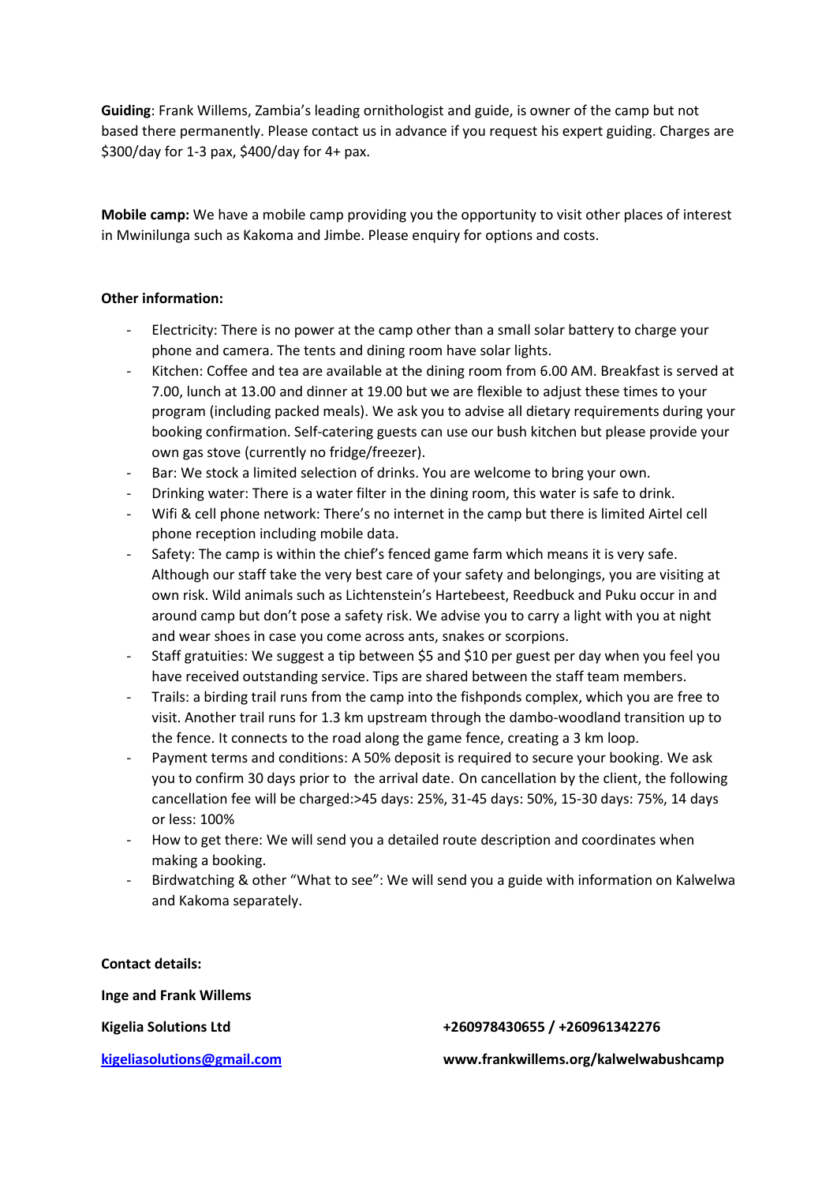**Guiding**: Frank Willems, Zambia's leading ornithologist and guide, is owner of the camp but not based there permanently. Please contact us in advance if you request his expert guiding. Charges are $300/day for 1-3 pax, $400/day for 4+ pax.

**Mobile camp:** We have a mobile camp providing you the opportunity to visit other places of interest in Mwinilunga such as Kakoma and Jimbe. Please enquiry for options and costs.

**Other information:**

- Electricity: There is no power at the camp other than a small solar battery to charge your phone and camera. The tents and dining room have solar lights.
- Kitchen: Coffee and tea are available at the dining room from 6.00 AM. Breakfast is served at 7.00, lunch at 13.00 and dinner at 19.00 but we are flexible to adjust these times to your program (including packed meals). We ask you to advise all dietary requirements during your booking confirmation. Self-catering guests can use our bush kitchen but please provide your own gas stove (currently no fridge/freezer).
- Bar: We stock a limited selection of drinks. You are welcome to bring your own.
- Drinking water: There is a water filter in the dining room, this water is safe to drink.
- Wifi & cell phone network: There's no internet in the camp but there is limited Airtel cell phone reception including mobile data.
- Safety: The camp is within the chief's fenced game farm which means it is very safe. Although our staff take the very best care of your safety and belongings, you are visiting at own risk. Wild animals such as Lichtenstein's Hartebeest, Reedbuck and Puku occur in and around camp but don't pose a safety risk. We advise you to carry a light with you at night and wear shoes in case you come across ants, snakes or scorpions.
- Staff gratuities: We suggest a tip between $5 and $10 per guest per day when you feel you have received outstanding service. Tips are shared between the staff team members.
- Trails: a birding trail runs from the camp into the fishponds complex, which you are free to visit. Another trail runs for 1.3 km upstream through the dambo-woodland transition up to the fence. It connects to the road along the game fence, creating a 3 km loop.
- Payment terms and conditions: A 50% deposit is required to secure your booking. We ask you to confirm 30 days prior to the arrival date. On cancellation by the client, the following cancellation fee will be charged:>45 days: 25%, 31-45 days: 50%, 15-30 days: 75%, 14 days or less: 100%
- How to get there: We will send you a detailed route description and coordinates when making a booking.
- Birdwatching & other "What to see": We will send you a guide with information on Kalwelwa and Kakoma separately.

**Contact details:**

**Inge and Frank Willems**

**Kigelia Solutions Ltd**

**+260978430655 / +260961342276**

**kigeliasolutions@gmail.com**

**www.frankwillems.org/kalwelwabushcamp**